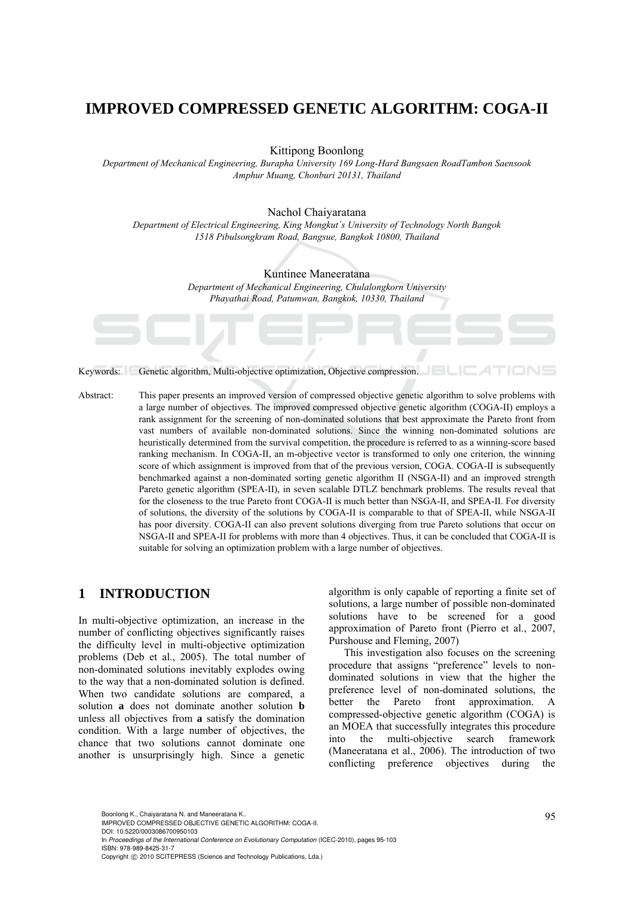# IMPROVED COMPRESSED GENETIC ALGORITHM: COGA-II

Kittipong Boonlong

*Department of Mechanical Engineering, Burapha University 169 Long-Hard Bangsaen RoadTambon Saensook Amphur Muang, Chonburi 20131, Thailand*

Nachol Chaiyaratana

*Department of Electrical Engineering, King Mongkut's University of Technology North Bangok 1518 Pibulsongkram Road, Bangsue, Bangkok 10800, Thailand*

Kuntinee Maneeratana

*Department of Mechanical Engineering, Chulalongkorn University Phayathai Road, Patumwan, Bangkok, 10330, Thailand*

Keywords: Genetic algorithm, Multi-objective optimization, Objective compression.

Abstract: This paper presents an improved version of compressed objective genetic algorithm to solve problems with a large number of objectives. The improved compressed objective genetic algorithm (COGA-II) employs a rank assignment for the screening of non-dominated solutions that best approximate the Pareto front from vast numbers of available non-dominated solutions. Since the winning non-dominated solutions are heuristically determined from the survival competition, the procedure is referred to as a winning-score based ranking mechanism. In COGA-II, an m-objective vector is transformed to only one criterion, the winning score of which assignment is improved from that of the previous version, COGA. COGA-II is subsequently benchmarked against a non-dominated sorting genetic algorithm II (NSGA-II) and an improved strength Pareto genetic algorithm (SPEA-II), in seven scalable DTLZ benchmark problems. The results reveal that for the closeness to the true Pareto front COGA-II is much better than NSGA-II, and SPEA-II. For diversity of solutions, the diversity of the solutions by COGA-II is comparable to that of SPEA-II, while NSGA-II has poor diversity. COGA-II can also prevent solutions diverging from true Pareto solutions that occur on NSGA-II and SPEA-II for problems with more than 4 objectives. Thus, it can be concluded that COGA-II is suitable for solving an optimization problem with a large number of objectives.

## 1 INTRODUCTION

In multi-objective optimization, an increase in the number of conflicting objectives significantly raises the difficulty level in multi-objective optimization problems (Deb et al., 2005). The total number of non-dominated solutions inevitably explodes owing to the way that a non-dominated solution is defined. When two candidate solutions are compared, a solution **a** does not dominate another solution **b** unless all objectives from **a** satisfy the domination condition. With a large number of objectives, the chance that two solutions cannot dominate one another is unsurprisingly high. Since a genetic algorithm is only capable of reporting a finite set of solutions, a large number of possible non-dominated solutions have to be screened for a good approximation of Pareto front (Pierro et al., 2007, Purshouse and Fleming, 2007)

This investigation also focuses on the screening procedure that assigns "preference" levels to non-dominated solutions in view that the higher the preference level of non-dominated solutions, the better the Pareto front approximation. A compressed-objective genetic algorithm (COGA) is an MOEA that successfully integrates this procedure into the multi-objective search framework (Maneeratana et al., 2006). The introduction of two conflicting preference objectives during the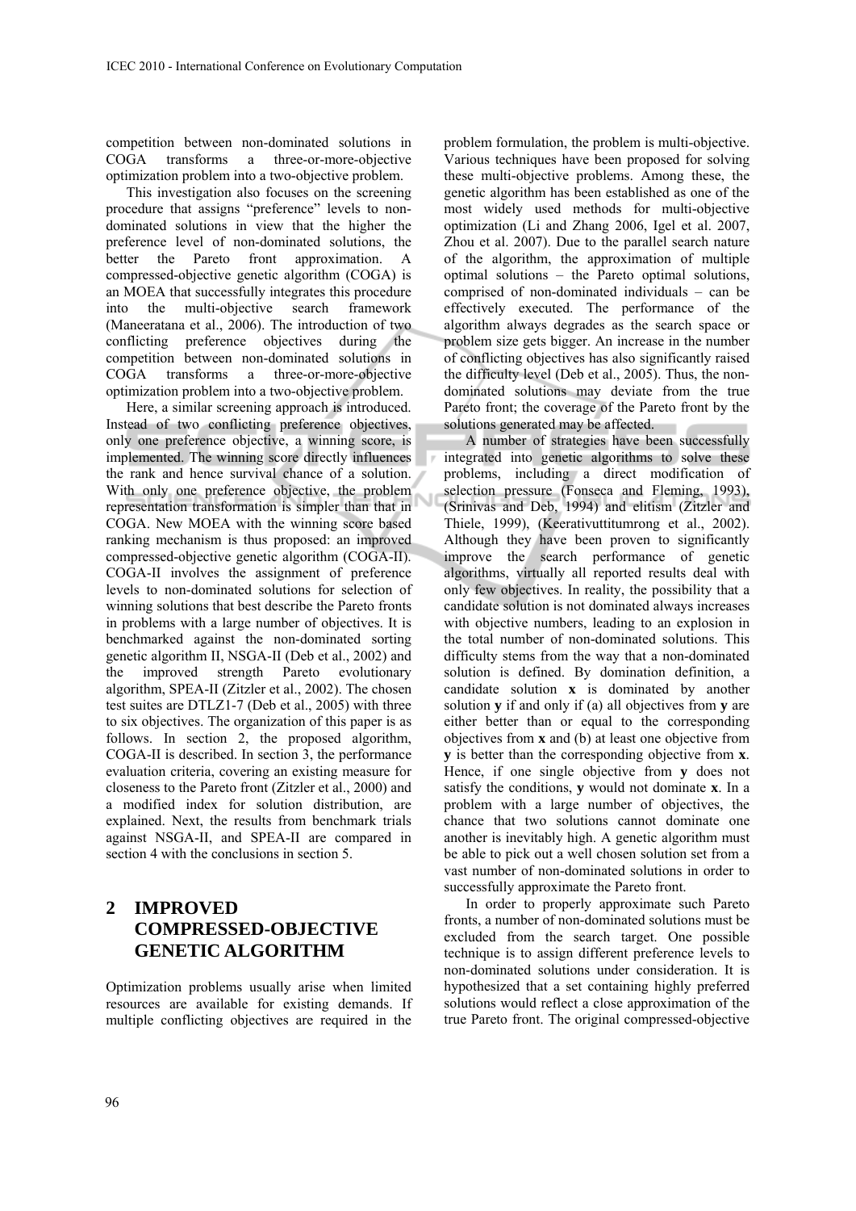competition between non-dominated solutions in COGA transforms a three-or-more-objective optimization problem into a two-objective problem.

This investigation also focuses on the screening procedure that assigns "preference" levels to non-dominated solutions in view that the higher the preference level of non-dominated solutions, the better the Pareto front approximation. A compressed-objective genetic algorithm (COGA) is an MOEA that successfully integrates this procedure into the multi-objective search framework (Maneeratana et al., 2006). The introduction of two conflicting preference objectives during the competition between non-dominated solutions in COGA transforms a three-or-more-objective optimization problem into a two-objective problem.

Here, a similar screening approach is introduced. Instead of two conflicting preference objectives, only one preference objective, a winning score, is implemented. The winning score directly influences the rank and hence survival chance of a solution. With only one preference objective, the problem representation transformation is simpler than that in COGA. New MOEA with the winning score based ranking mechanism is thus proposed: an improved compressed-objective genetic algorithm (COGA-II). COGA-II involves the assignment of preference levels to non-dominated solutions for selection of winning solutions that best describe the Pareto fronts in problems with a large number of objectives. It is benchmarked against the non-dominated sorting genetic algorithm II, NSGA-II (Deb et al., 2002) and the improved strength Pareto evolutionary algorithm, SPEA-II (Zitzler et al., 2002). The chosen test suites are DTLZ1-7 (Deb et al., 2005) with three to six objectives. The organization of this paper is as follows. In section 2, the proposed algorithm, COGA-II is described. In section 3, the performance evaluation criteria, covering an existing measure for closeness to the Pareto front (Zitzler et al., 2000) and a modified index for solution distribution, are explained. Next, the results from benchmark trials against NSGA-II, and SPEA-II are compared in section 4 with the conclusions in section 5.

## 2 IMPROVED COMPRESSED-OBJECTIVE GENETIC ALGORITHM

Optimization problems usually arise when limited resources are available for existing demands. If multiple conflicting objectives are required in the problem formulation, the problem is multi-objective. Various techniques have been proposed for solving these multi-objective problems. Among these, the genetic algorithm has been established as one of the most widely used methods for multi-objective optimization (Li and Zhang 2006, Igel et al. 2007, Zhou et al. 2007). Due to the parallel search nature of the algorithm, the approximation of multiple optimal solutions – the Pareto optimal solutions, comprised of non-dominated individuals – can be effectively executed. The performance of the algorithm always degrades as the search space or problem size gets bigger. An increase in the number of conflicting objectives has also significantly raised the difficulty level (Deb et al., 2005). Thus, the non-dominated solutions may deviate from the true Pareto front; the coverage of the Pareto front by the solutions generated may be affected.

A number of strategies have been successfully integrated into genetic algorithms to solve these problems, including a direct modification of selection pressure (Fonseca and Fleming, 1993), (Srinivas and Deb, 1994) and elitism (Zitzler and Thiele, 1999), (Keerativuttitumrong et al., 2002). Although they have been proven to significantly improve the search performance of genetic algorithms, virtually all reported results deal with only few objectives. In reality, the possibility that a candidate solution is not dominated always increases with objective numbers, leading to an explosion in the total number of non-dominated solutions. This difficulty stems from the way that a non-dominated solution is defined. By domination definition, a candidate solution **x** is dominated by another solution **y** if and only if (a) all objectives from **y** are either better than or equal to the corresponding objectives from **x** and (b) at least one objective from **y** is better than the corresponding objective from **x**. Hence, if one single objective from **y** does not satisfy the conditions, **y** would not dominate **x**. In a problem with a large number of objectives, the chance that two solutions cannot dominate one another is inevitably high. A genetic algorithm must be able to pick out a well chosen solution set from a vast number of non-dominated solutions in order to successfully approximate the Pareto front.

In order to properly approximate such Pareto fronts, a number of non-dominated solutions must be excluded from the search target. One possible technique is to assign different preference levels to non-dominated solutions under consideration. It is hypothesized that a set containing highly preferred solutions would reflect a close approximation of the true Pareto front. The original compressed-objective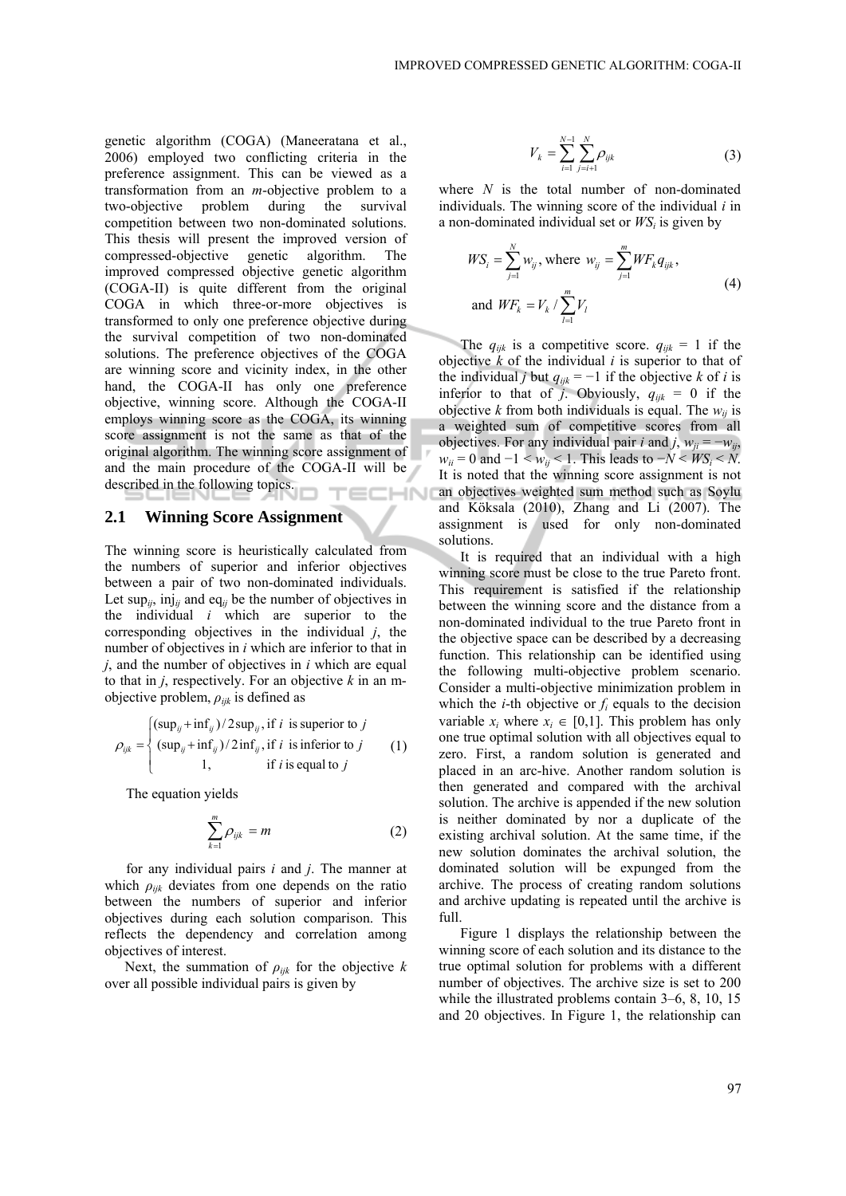genetic algorithm (COGA) (Maneeratana et al., 2006) employed two conflicting criteria in the preference assignment. This can be viewed as a transformation from an $m$-objective problem to a two-objective problem during the survival competition between two non-dominated solutions. This thesis will present the improved version of compressed-objective genetic algorithm. The improved compressed objective genetic algorithm (COGA-II) is quite different from the original COGA in which three-or-more objectives is transformed to only one preference objective during the survival competition of two non-dominated solutions. The preference objectives of the COGA are winning score and vicinity index, in the other hand, the COGA-II has only one preference objective, winning score. Although the COGA-II employs winning score as the COGA, its winning score assignment is not the same as that of the original algorithm. The winning score assignment of and the main procedure of the COGA-II will be described in the following topics.

## 2.1 Winning Score Assignment

The winning score is heuristically calculated from the numbers of superior and inferior objectives between a pair of two non-dominated individuals. Let $\sup_{ij}$, $\text{inj}_{ij}$ and $\text{eq}_{ij}$ be the number of objectives in the individual $i$ which are superior to the corresponding objectives in the individual $j$, the number of objectives in $i$ which are inferior to that in $j$, and the number of objectives in $i$ which are equal to that in $j$, respectively. For an objective $k$ in an m-objective problem, $\rho_{ijk}$ is defined as

$$\rho_{ijk} = \begin{cases} (\sup_{ij} + \inf_{ij}) / 2\sup_{ij}, & \text{if } i \text{ is superior to } j \\ (\sup_{ij} + \inf_{ij}) / 2\inf_{ij}, & \text{if } i \text{ is inferior to } j \\ 1, & \text{if } i \text{ is equal to } j \end{cases} \tag{1}$$

The equation yields

$$\sum_{k=1}^{m} \rho_{ijk} = m \tag{2}$$

for any individual pairs $i$ and $j$. The manner at which $\rho_{ijk}$ deviates from one depends on the ratio between the numbers of superior and inferior objectives during each solution comparison. This reflects the dependency and correlation among objectives of interest.

Next, the summation of $\rho_{ijk}$ for the objective $k$ over all possible individual pairs is given by

$$V_k = \sum_{i=1}^{N-1} \sum_{j=i+1}^{N} \rho_{ijk} \tag{3}$$

where $N$ is the total number of non-dominated individuals. The winning score of the individual $i$ in a non-dominated individual set or $WS_i$ is given by

$$WS_i = \sum_{j=1}^{N} w_{ij}, \text{ where } w_{ij} = \sum_{j=1}^{m} WF_k q_{ijk}, \quad \text{and } WF_k = V_k / \sum_{l=1}^{m} V_l \tag{4}$$

The $q_{ijk}$ is a competitive score. $q_{ijk} = 1$ if the objective $k$ of the individual $i$ is superior to that of the individual $j$ but $q_{ijk} = -1$ if the objective $k$ of $i$ is inferior to that of $j$. Obviously, $q_{ijk} = 0$ if the objective $k$ from both individuals is equal. The $w_{ij}$ is a weighted sum of competitive scores from all objectives. For any individual pair $i$ and $j$, $w_{ji} = -w_{ij}$, $w_{ii} = 0$ and $-1 < w_{ij} < 1$. This leads to $-N < WS_i < N$. It is noted that the winning score assignment is not an objectives weighted sum method such as Soylu and Köksala (2010), Zhang and Li (2007). The assignment is used for only non-dominated solutions.

It is required that an individual with a high winning score must be close to the true Pareto front. This requirement is satisfied if the relationship between the winning score and the distance from a non-dominated individual to the true Pareto front in the objective space can be described by a decreasing function. This relationship can be identified using the following multi-objective problem scenario. Consider a multi-objective minimization problem in which the $i$-th objective or $f_i$ equals to the decision variable $x_i$ where $x_i \in [0,1]$. This problem has only one true optimal solution with all objectives equal to zero. First, a random solution is generated and placed in an arc-hive. Another random solution is then generated and compared with the archival solution. The archive is appended if the new solution is neither dominated by nor a duplicate of the existing archival solution. At the same time, if the new solution dominates the archival solution, the dominated solution will be expunged from the archive. The process of creating random solutions and archive updating is repeated until the archive is full.

Figure 1 displays the relationship between the winning score of each solution and its distance to the true optimal solution for problems with a different number of objectives. The archive size is set to 200 while the illustrated problems contain 3–6, 8, 10, 15 and 20 objectives. In Figure 1, the relationship can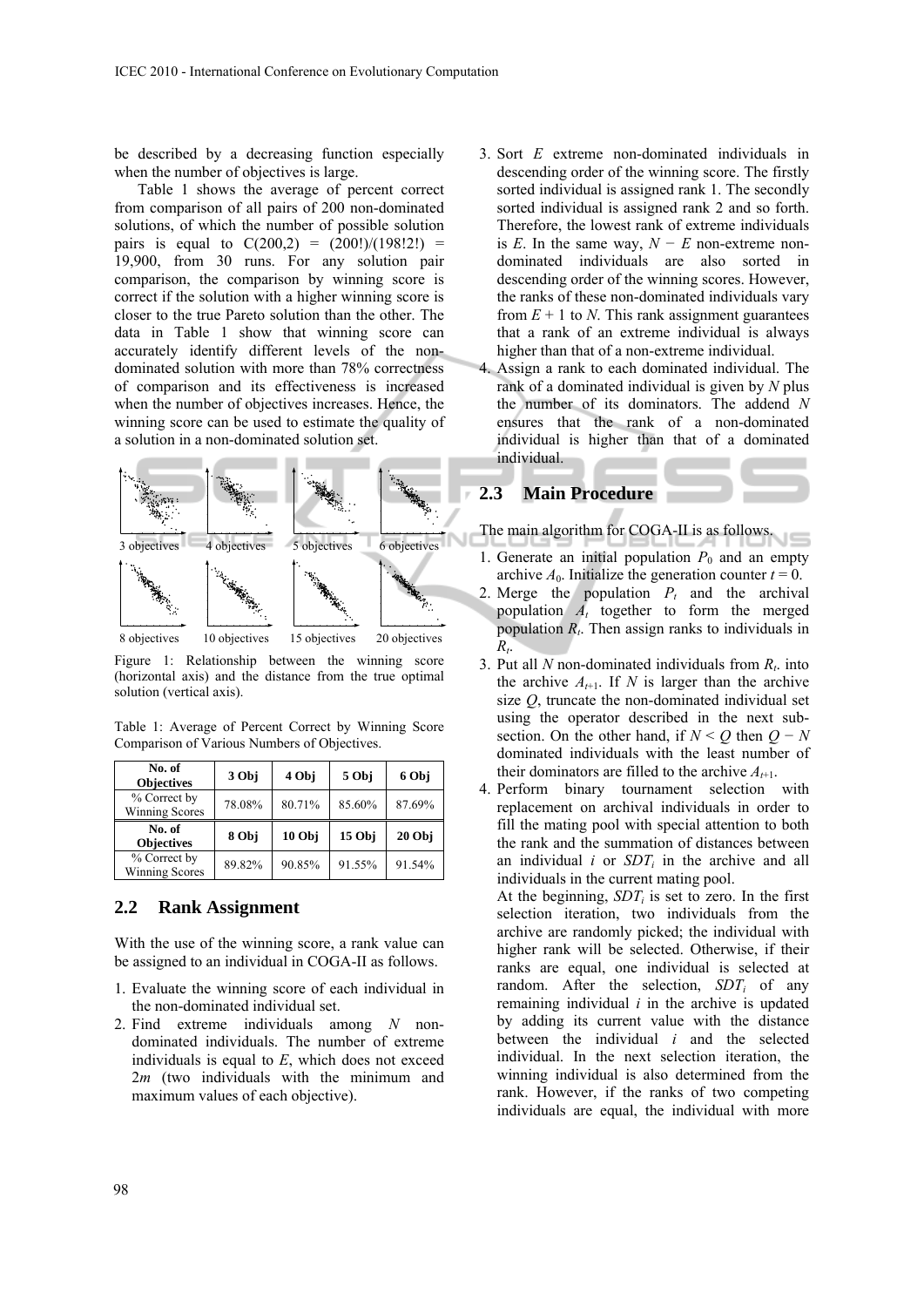be described by a decreasing function especially when the number of objectives is large.

Table 1 shows the average of percent correct from comparison of all pairs of 200 non-dominated solutions, of which the number of possible solution pairs is equal to C(200,2) = (200!)/(198!2!) = 19,900, from 30 runs. For any solution pair comparison, the comparison by winning score is correct if the solution with a higher winning score is closer to the true Pareto solution than the other. The data in Table 1 show that winning score can accurately identify different levels of the non-dominated solution with more than 78% correctness of comparison and its effectiveness is increased when the number of objectives increases. Hence, the winning score can be used to estimate the quality of a solution in a non-dominated solution set.

Figure 1: Relationship between the winning score (horizontal axis) and the distance from the true optimal solution (vertical axis).

Table 1: Average of Percent Correct by Winning Score Comparison of Various Numbers of Objectives.

| No. of Objectives | 3 Obj | 4 Obj | 5 Obj | 6 Obj |
|---|---|---|---|---|
| % Correct by Winning Scores | 78.08% | 80.71% | 85.60% | 87.69% |
| **No. of Objectives** | **8 Obj** | **10 Obj** | **15 Obj** | **20 Obj** |
| % Correct by Winning Scores | 89.82% | 90.85% | 91.55% | 91.54% |

## 2.2 Rank Assignment

With the use of the winning score, a rank value can be assigned to an individual in COGA-II as follows.

1. Evaluate the winning score of each individual in the non-dominated individual set.
2. Find extreme individuals among $N$ non-dominated individuals. The number of extreme individuals is equal to $E$, which does not exceed $2m$ (two individuals with the minimum and maximum values of each objective).
3. Sort $E$ extreme non-dominated individuals in descending order of the winning score. The firstly sorted individual is assigned rank 1. The secondly sorted individual is assigned rank 2 and so forth. Therefore, the lowest rank of extreme individuals is $E$. In the same way, $N - E$ non-extreme non-dominated individuals are also sorted in descending order of the winning scores. However, the ranks of these non-dominated individuals vary from $E + 1$ to $N$. This rank assignment guarantees that a rank of an extreme individual is always higher than that of a non-extreme individual.
4. Assign a rank to each dominated individual. The rank of a dominated individual is given by $N$ plus the number of its dominators. The addend $N$ ensures that the rank of a non-dominated individual is higher than that of a dominated individual.

## 2.3 Main Procedure

The main algorithm for COGA-II is as follows.

1. Generate an initial population $P_0$ and an empty archive $A_0$. Initialize the generation counter $t = 0$.
2. Merge the population $P_t$ and the archival population $A_t$ together to form the merged population $R_t$. Then assign ranks to individuals in $R_t$.
3. Put all $N$ non-dominated individuals from $R_t$. into the archive $A_{t+1}$. If $N$ is larger than the archive size $Q$, truncate the non-dominated individual set using the operator described in the next sub-section. On the other hand, if $N < Q$ then $Q - N$ dominated individuals with the least number of their dominators are filled to the archive $A_{t+1}$.
4. Perform binary tournament selection with replacement on archival individuals in order to fill the mating pool with special attention to both the rank and the summation of distances between an individual $i$ or $SDT_i$ in the archive and all individuals in the current mating pool.

   At the beginning, $SDT_i$ is set to zero. In the first selection iteration, two individuals from the archive are randomly picked; the individual with higher rank will be selected. Otherwise, if their ranks are equal, one individual is selected at random. After the selection, $SDT_i$ of any remaining individual $i$ in the archive is updated by adding its current value with the distance between the individual $i$ and the selected individual. In the next selection iteration, the winning individual is also determined from the rank. However, if the ranks of two competing individuals are equal, the individual with more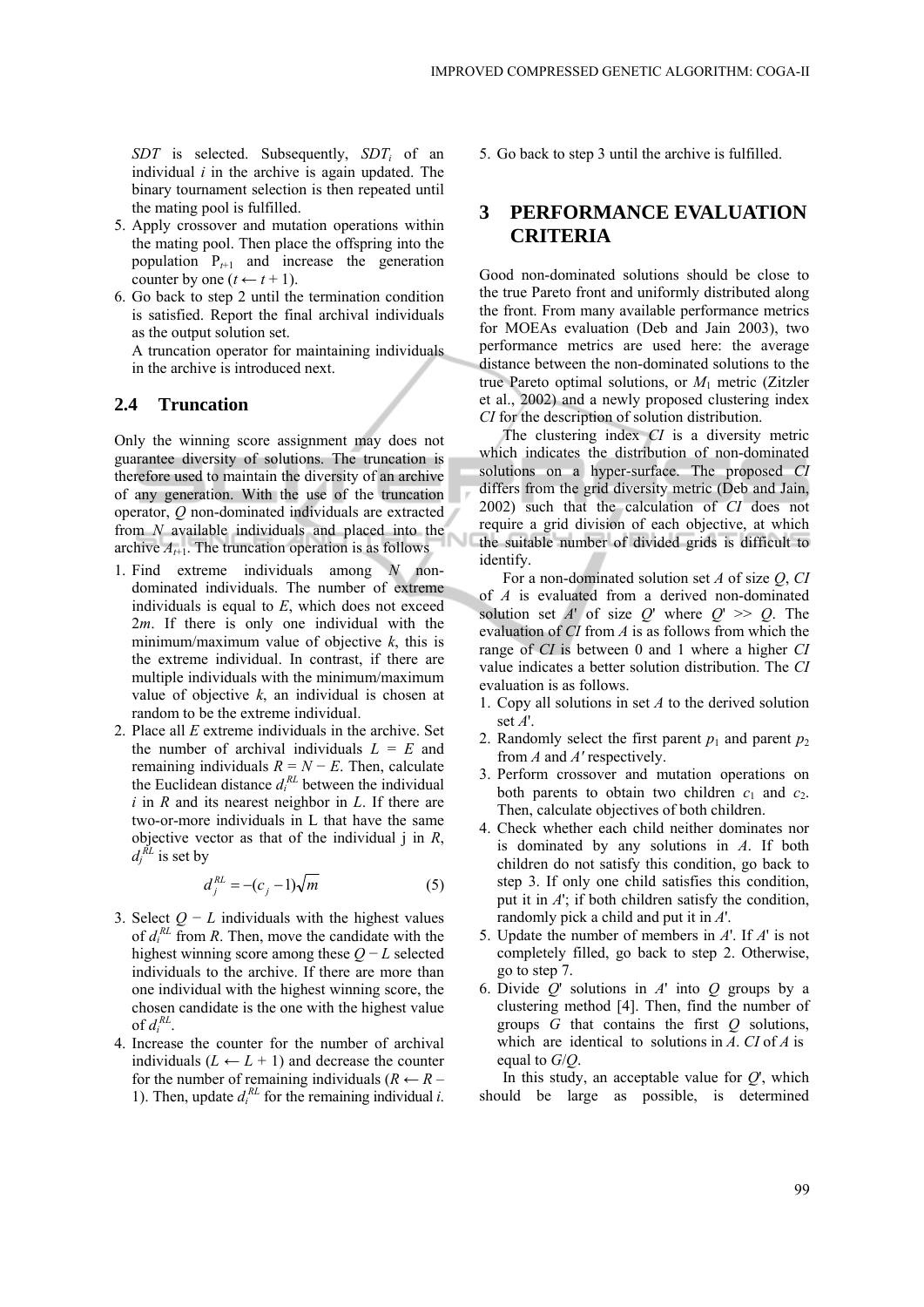$SDT$ is selected. Subsequently, $SDT_i$ of an individual $i$ in the archive is again updated. The binary tournament selection is then repeated until the mating pool is fulfilled.

5. Apply crossover and mutation operations within the mating pool. Then place the offspring into the population $P_{t+1}$ and increase the generation counter by one ($t \leftarrow t + 1$).
6. Go back to step 2 until the termination condition is satisfied. Report the final archival individuals as the output solution set.

   A truncation operator for maintaining individuals in the archive is introduced next.

### 2.4 Truncation

Only the winning score assignment may does not guarantee diversity of solutions. The truncation is therefore used to maintain the diversity of an archive of any generation. With the use of the truncation operator, $Q$ non-dominated individuals are extracted from $N$ available individuals and placed into the archive $A_{t+1}$. The truncation operation is as follows

1. Find extreme individuals among $N$ non-dominated individuals. The number of extreme individuals is equal to $E$, which does not exceed $2m$. If there is only one individual with the minimum/maximum value of objective $k$, this is the extreme individual. In contrast, if there are multiple individuals with the minimum/maximum value of objective $k$, an individual is chosen at random to be the extreme individual.
2. Place all $E$ extreme individuals in the archive. Set the number of archival individuals $L = E$ and remaining individuals $R = N - E$. Then, calculate the Euclidean distance $d_i^{RL}$ between the individual $i$ in $R$ and its nearest neighbor in $L$. If there are two-or-more individuals in L that have the same objective vector as that of the individual j in $R$, $d_j^{RL}$ is set by

$$d_j^{RL} = -(c_j - 1)\sqrt{m} \tag{5}$$

3. Select $Q - L$ individuals with the highest values of $d_i^{RL}$ from $R$. Then, move the candidate with the highest winning score among these $Q - L$ selected individuals to the archive. If there are more than one individual with the highest winning score, the chosen candidate is the one with the highest value of $d_i^{RL}$.
4. Increase the counter for the number of archival individuals ($L \leftarrow L + 1$) and decrease the counter for the number of remaining individuals ($R \leftarrow R - 1$). Then, update $d_i^{RL}$ for the remaining individual $i$.
5. Go back to step 3 until the archive is fulfilled.

## 3 PERFORMANCE EVALUATION CRITERIA

Good non-dominated solutions should be close to the true Pareto front and uniformly distributed along the front. From many available performance metrics for MOEAs evaluation (Deb and Jain 2003), two performance metrics are used here: the average distance between the non-dominated solutions to the true Pareto optimal solutions, or $M_1$ metric (Zitzler et al., 2002) and a newly proposed clustering index $CI$ for the description of solution distribution.

The clustering index $CI$ is a diversity metric which indicates the distribution of non-dominated solutions on a hyper-surface. The proposed $CI$ differs from the grid diversity metric (Deb and Jain, 2002) such that the calculation of $CI$ does not require a grid division of each objective, at which the suitable number of divided grids is difficult to identify.

For a non-dominated solution set $A$ of size $Q$, $CI$ of $A$ is evaluated from a derived non-dominated solution set $A'$ of size $Q'$ where $Q' >> Q$. The evaluation of $CI$ from $A$ is as follows from which the range of $CI$ is between 0 and 1 where a higher $CI$ value indicates a better solution distribution. The $CI$ evaluation is as follows.

1. Copy all solutions in set $A$ to the derived solution set $A'$.
2. Randomly select the first parent $p_1$ and parent $p_2$ from $A$ and $A'$ respectively.
3. Perform crossover and mutation operations on both parents to obtain two children $c_1$ and $c_2$. Then, calculate objectives of both children.
4. Check whether each child neither dominates nor is dominated by any solutions in $A$. If both children do not satisfy this condition, go back to step 3. If only one child satisfies this condition, put it in $A'$; if both children satisfy the condition, randomly pick a child and put it in $A'$.
5. Update the number of members in $A'$. If $A'$ is not completely filled, go back to step 2. Otherwise, go to step 7.
6. Divide $Q'$ solutions in $A'$ into $Q$ groups by a clustering method [4]. Then, find the number of groups $G$ that contains the first $Q$ solutions, which are identical to solutions in $A$. $CI$ of $A$ is equal to $G/Q$.

In this study, an acceptable value for $Q'$, which should be large as possible, is determined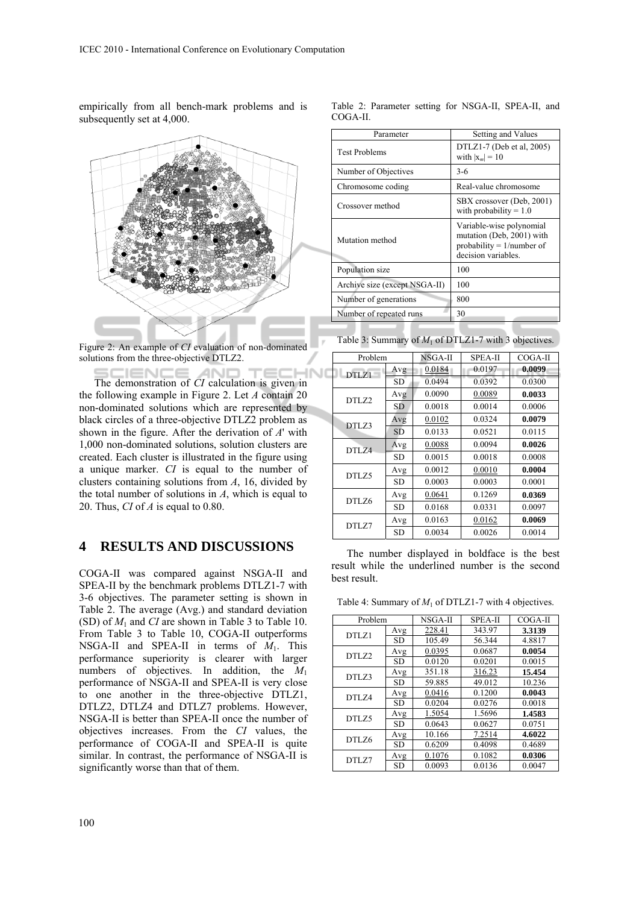empirically from all bench-mark problems and is subsequently set at 4,000.

Figure 2: An example of *CI* evaluation of non-dominated solutions from the three-objective DTLZ2.

The demonstration of *CI* calculation is given in the following example in Figure 2. Let *A* contain 20 non-dominated solutions which are represented by black circles of a three-objective DTLZ2 problem as shown in the figure. After the derivation of *A*' with 1,000 non-dominated solutions, solution clusters are created. Each cluster is illustrated in the figure using a unique marker. *CI* is equal to the number of clusters containing solutions from *A*, 16, divided by the total number of solutions in *A*, which is equal to 20. Thus, *CI* of *A* is equal to 0.80.

## 4 RESULTS AND DISCUSSIONS

COGA-II was compared against NSGA-II and SPEA-II by the benchmark problems DTLZ1-7 with 3-6 objectives. The parameter setting is shown in Table 2. The average (Avg.) and standard deviation (SD) of $M_1$ and *CI* are shown in Table 3 to Table 10. From Table 3 to Table 10, COGA-II outperforms NSGA-II and SPEA-II in terms of $M_1$. This performance superiority is clearer with larger numbers of objectives. In addition, the $M_1$ performance of NSGA-II and SPEA-II is very close to one another in the three-objective DTLZ1, DTLZ2, DTLZ4 and DTLZ7 problems. However, NSGA-II is better than SPEA-II once the number of objectives increases. From the *CI* values, the performance of COGA-II and SPEA-II is quite similar. In contrast, the performance of NSGA-II is significantly worse than that of them.

Table 2: Parameter setting for NSGA-II, SPEA-II, and COGA-II.

| Parameter | Setting and Values |
|---|---|
| Test Problems | DTLZ1-7 (Deb et al, 2005) with $\|x_m\| = 10$ |
| Number of Objectives | 3-6 |
| Chromosome coding | Real-value chromosome |
| Crossover method | SBX crossover (Deb, 2001) with probability = 1.0 |
| Mutation method | Variable-wise polynomial mutation (Deb, 2001) with probability = 1/number of decision variables. |
| Population size | 100 |
| Archive size (except NSGA-II) | 100 |
| Number of generations | 800 |
| Number of repeated runs | 30 |

Table 3: Summary of $M_1$ of DTLZ1-7 with 3 objectives.

| Problem | | NSGA-II | SPEA-II | COGA-II |
|---|---|---|---|---|
| DTLZ1 | Avg | <u>0.0184</u> | 0.0197 | **0.0099** |
| | SD | 0.0494 | 0.0392 | 0.0300 |
| DTLZ2 | Avg | 0.0090 | <u>0.0089</u> | **0.0033** |
| | SD | 0.0018 | 0.0014 | 0.0006 |
| DTLZ3 | Avg | <u>0.0102</u> | 0.0324 | **0.0079** |
| | SD | 0.0133 | 0.0521 | 0.0115 |
| DTLZ4 | Avg | <u>0.0088</u> | 0.0094 | **0.0026** |
| | SD | 0.0015 | 0.0018 | 0.0008 |
| DTLZ5 | Avg | 0.0012 | <u>0.0010</u> | **0.0004** |
| | SD | 0.0003 | 0.0003 | 0.0001 |
| DTLZ6 | Avg | <u>0.0641</u> | 0.1269 | **0.0369** |
| | SD | 0.0168 | 0.0331 | 0.0097 |
| DTLZ7 | Avg | 0.0163 | <u>0.0162</u> | **0.0069** |
| | SD | 0.0034 | 0.0026 | 0.0014 |

The number displayed in boldface is the best result while the underlined number is the second best result.

Table 4: Summary of $M_1$ of DTLZ1-7 with 4 objectives.

| Problem | | NSGA-II | SPEA-II | COGA-II |
|---|---|---|---|---|
| DTLZ1 | Avg | <u>228.41</u> | 343.97 | **3.3139** |
| | SD | 105.49 | 56.344 | 4.8817 |
| DTLZ2 | Avg | <u>0.0395</u> | 0.0687 | **0.0054** |
| | SD | 0.0120 | 0.0201 | 0.0015 |
| DTLZ3 | Avg | 351.18 | <u>316.23</u> | **15.454** |
| | SD | 59.885 | 49.012 | 10.236 |
| DTLZ4 | Avg | <u>0.0416</u> | 0.1200 | **0.0043** |
| | SD | 0.0204 | 0.0276 | 0.0018 |
| DTLZ5 | Avg | <u>1.5054</u> | 1.5696 | **1.4583** |
| | SD | 0.0643 | 0.0627 | 0.0751 |
| DTLZ6 | Avg | 10.166 | <u>7.2514</u> | **4.6022** |
| | SD | 0.6209 | 0.4098 | 0.4689 |
| DTLZ7 | Avg | <u>0.1076</u> | 0.1082 | **0.0306** |
| | SD | 0.0093 | 0.0136 | 0.0047 |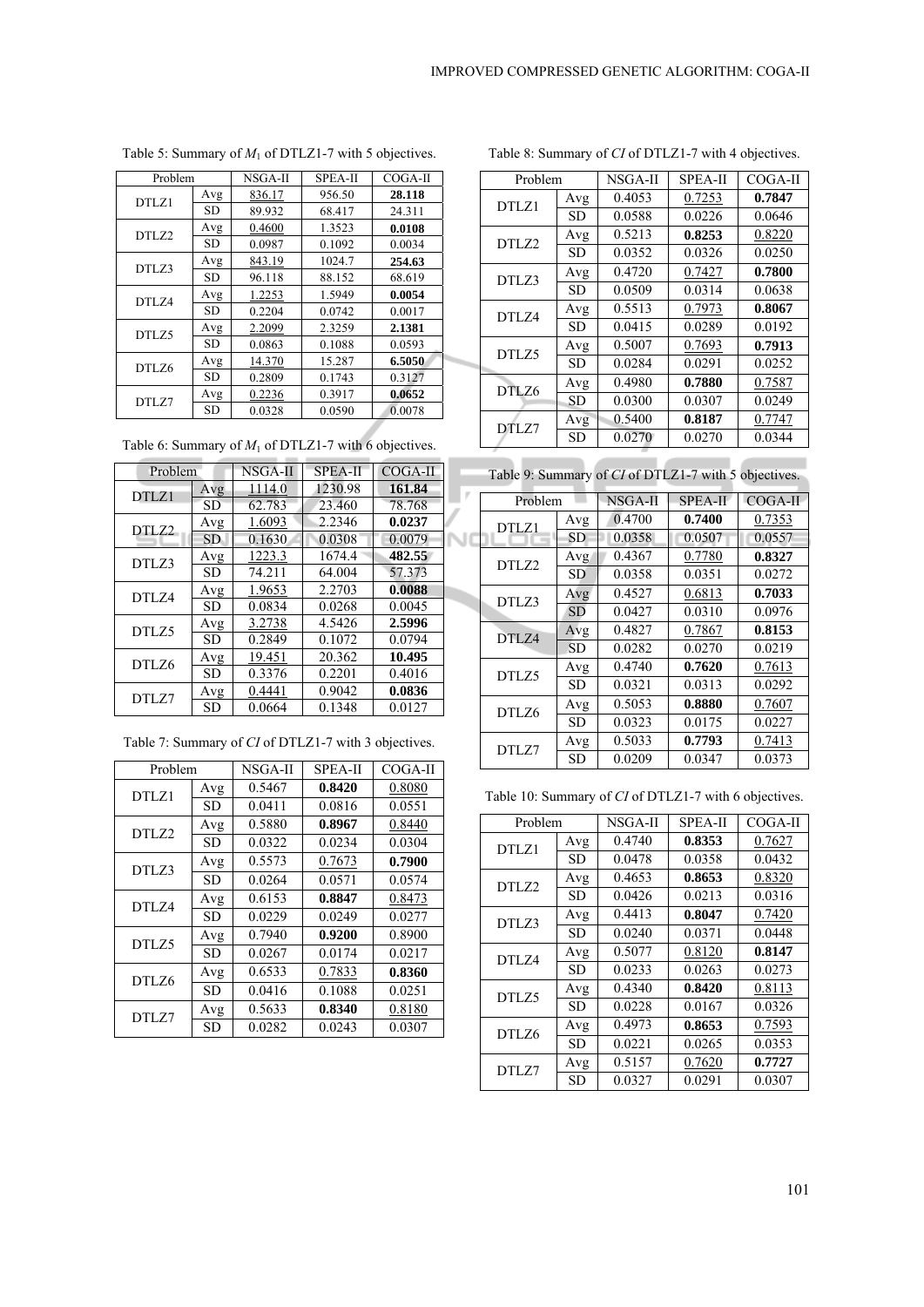Table 5: Summary of $M_1$ of DTLZ1-7 with 5 objectives.

| Problem | | NSGA-II | SPEA-II | COGA-II |
|---|---|---|---|---|
| DTLZ1 | Avg | 836.17 | 956.50 | **28.118** |
| | SD | 89.932 | 68.417 | 24.311 |
| DTLZ2 | Avg | 0.4600 | 1.3523 | **0.0108** |
| | SD | 0.0987 | 0.1092 | 0.0034 |
| DTLZ3 | Avg | 843.19 | 1024.7 | **254.63** |
| | SD | 96.118 | 88.152 | 68.619 |
| DTLZ4 | Avg | 1.2253 | 1.5949 | **0.0054** |
| | SD | 0.2204 | 0.0742 | 0.0017 |
| DTLZ5 | Avg | 2.2099 | 2.3259 | **2.1381** |
| | SD | 0.0863 | 0.1088 | 0.0593 |
| DTLZ6 | Avg | 14.370 | 15.287 | **6.5050** |
| | SD | 0.2809 | 0.1743 | 0.3127 |
| DTLZ7 | Avg | 0.2236 | 0.3917 | **0.0652** |
| | SD | 0.0328 | 0.0590 | 0.0078 |

Table 6: Summary of $M_1$ of DTLZ1-7 with 6 objectives.

| Problem | | NSGA-II | SPEA-II | COGA-II |
|---|---|---|---|---|
| DTLZ1 | Avg | 1114.0 | 1230.98 | **161.84** |
| | SD | 62.783 | 23.460 | 78.768 |
| DTLZ2 | Avg | 1.6093 | 2.2346 | **0.0237** |
| | SD | 0.1630 | 0.0308 | 0.0079 |
| DTLZ3 | Avg | 1223.3 | 1674.4 | **482.55** |
| | SD | 74.211 | 64.004 | 57.373 |
| DTLZ4 | Avg | 1.9653 | 2.2703 | **0.0088** |
| | SD | 0.0834 | 0.0268 | 0.0045 |
| DTLZ5 | Avg | 3.2738 | 4.5426 | **2.5996** |
| | SD | 0.2849 | 0.1072 | 0.0794 |
| DTLZ6 | Avg | 19.451 | 20.362 | **10.495** |
| | SD | 0.3376 | 0.2201 | 0.4016 |
| DTLZ7 | Avg | 0.4441 | 0.9042 | **0.0836** |
| | SD | 0.0664 | 0.1348 | 0.0127 |

Table 7: Summary of *CI* of DTLZ1-7 with 3 objectives.

| Problem | | NSGA-II | SPEA-II | COGA-II |
|---|---|---|---|---|
| DTLZ1 | Avg | 0.5467 | **0.8420** | 0.8080 |
| | SD | 0.0411 | 0.0816 | 0.0551 |
| DTLZ2 | Avg | 0.5880 | **0.8967** | 0.8440 |
| | SD | 0.0322 | 0.0234 | 0.0304 |
| DTLZ3 | Avg | 0.5573 | 0.7673 | **0.7900** |
| | SD | 0.0264 | 0.0571 | 0.0574 |
| DTLZ4 | Avg | 0.6153 | **0.8847** | 0.8473 |
| | SD | 0.0229 | 0.0249 | 0.0277 |
| DTLZ5 | Avg | 0.7940 | **0.9200** | 0.8900 |
| | SD | 0.0267 | 0.0174 | 0.0217 |
| DTLZ6 | Avg | 0.6533 | 0.7833 | **0.8360** |
| | SD | 0.0416 | 0.1088 | 0.0251 |
| DTLZ7 | Avg | 0.5633 | **0.8340** | 0.8180 |
| | SD | 0.0282 | 0.0243 | 0.0307 |

Table 8: Summary of *CI* of DTLZ1-7 with 4 objectives.

| Problem | | NSGA-II | SPEA-II | COGA-II |
|---|---|---|---|---|
| DTLZ1 | Avg | 0.4053 | 0.7253 | **0.7847** |
| | SD | 0.0588 | 0.0226 | 0.0646 |
| DTLZ2 | Avg | 0.5213 | **0.8253** | 0.8220 |
| | SD | 0.0352 | 0.0326 | 0.0250 |
| DTLZ3 | Avg | 0.4720 | 0.7427 | **0.7800** |
| | SD | 0.0509 | 0.0314 | 0.0638 |
| DTLZ4 | Avg | 0.5513 | 0.7973 | **0.8067** |
| | SD | 0.0415 | 0.0289 | 0.0192 |
| DTLZ5 | Avg | 0.5007 | 0.7693 | **0.7913** |
| | SD | 0.0284 | 0.0291 | 0.0252 |
| DTLZ6 | Avg | 0.4980 | **0.7880** | 0.7587 |
| | SD | 0.0300 | 0.0307 | 0.0249 |
| DTLZ7 | Avg | 0.5400 | **0.8187** | 0.7747 |
| | SD | 0.0270 | 0.0270 | 0.0344 |

Table 9: Summary of *CI* of DTLZ1-7 with 5 objectives.

| Problem | | NSGA-II | SPEA-II | COGA-II |
|---|---|---|---|---|
| DTLZ1 | Avg | 0.4700 | **0.7400** | 0.7353 |
| | SD | 0.0358 | 0.0507 | 0.0557 |
| DTLZ2 | Avg | 0.4367 | 0.7780 | **0.8327** |
| | SD | 0.0358 | 0.0351 | 0.0272 |
| DTLZ3 | Avg | 0.4527 | 0.6813 | **0.7033** |
| | SD | 0.0427 | 0.0310 | 0.0976 |
| DTLZ4 | Avg | 0.4827 | 0.7867 | **0.8153** |
| | SD | 0.0282 | 0.0270 | 0.0219 |
| DTLZ5 | Avg | 0.4740 | **0.7620** | 0.7613 |
| | SD | 0.0321 | 0.0313 | 0.0292 |
| DTLZ6 | Avg | 0.5053 | **0.8880** | 0.7607 |
| | SD | 0.0323 | 0.0175 | 0.0227 |
| DTLZ7 | Avg | 0.5033 | **0.7793** | 0.7413 |
| | SD | 0.0209 | 0.0347 | 0.0373 |

Table 10: Summary of *CI* of DTLZ1-7 with 6 objectives.

| Problem | | NSGA-II | SPEA-II | COGA-II |
|---|---|---|---|---|
| DTLZ1 | Avg | 0.4740 | **0.8353** | 0.7627 |
| | SD | 0.0478 | 0.0358 | 0.0432 |
| DTLZ2 | Avg | 0.4653 | **0.8653** | 0.8320 |
| | SD | 0.0426 | 0.0213 | 0.0316 |
| DTLZ3 | Avg | 0.4413 | **0.8047** | 0.7420 |
| | SD | 0.0240 | 0.0371 | 0.0448 |
| DTLZ4 | Avg | 0.5077 | 0.8120 | **0.8147** |
| | SD | 0.0233 | 0.0263 | 0.0273 |
| DTLZ5 | Avg | 0.4340 | **0.8420** | 0.8113 |
| | SD | 0.0228 | 0.0167 | 0.0326 |
| DTLZ6 | Avg | 0.4973 | **0.8653** | 0.7593 |
| | SD | 0.0221 | 0.0265 | 0.0353 |
| DTLZ7 | Avg | 0.5157 | 0.7620 | **0.7727** |
| | SD | 0.0327 | 0.0291 | 0.0307 |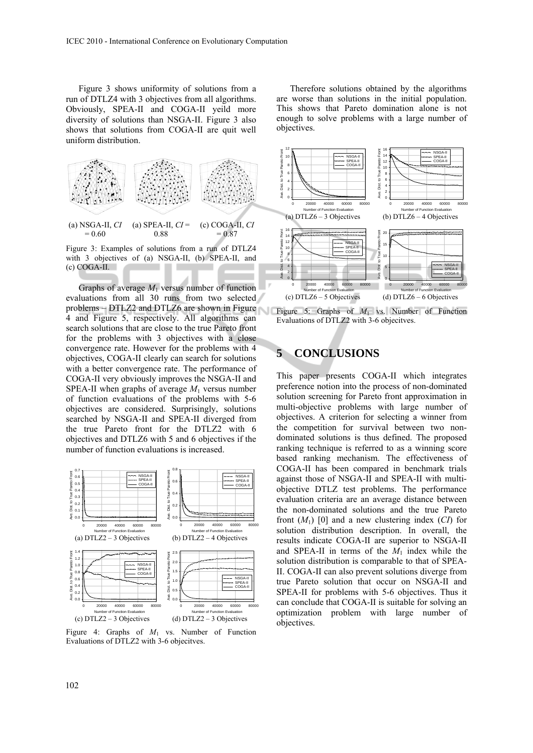Figure 3 shows uniformity of solutions from a run of DTLZ4 with 3 objectives from all algorithms. Obviously, SPEA-II and COGA-II yeild more diversity of solutions than NSGA-II. Figure 3 also shows that solutions from COGA-II are quit well uniform distribution.

(a) NSGA-II, *CI* = 0.60 (a) SPEA-II, *CI* = 0.88 (c) COGA-II, *CI* = 0.87

Figure 3: Examples of solutions from a run of DTLZ4 with 3 objectives of (a) NSGA-II, (b) SPEA-II, and (c) COGA-II.

Graphs of average $M_1$ versus number of function evaluations from all 30 runs from two selected problems – DTLZ2 and DTLZ6 are shown in Figure 4 and Figure 5, respectively. All algorithms can search solutions that are close to the true Pareto front for the problems with 3 objectives with a close convergence rate. However for the problems with 4 objectives, COGA-II clearly can search for solutions with a better convergence rate. The performance of COGA-II very obviously improves the NSGA-II and SPEA-II when graphs of average $M_1$ versus number of function evaluations of the problems with 5-6 objectives are considered. Surprisingly, solutions searched by NSGA-II and SPEA-II diverged from the true Pareto front for the DTLZ2 with 6 objectives and DTLZ6 with 5 and 6 objectives if the number of function evaluations is increased.

(a) DTLZ2 – 3 Objectives (b) DTLZ2 – 4 Objectives

(c) DTLZ2 – 3 Objectives (d) DTLZ2 – 3 Objectives

Figure 4: Graphs of $M_1$ vs. Number of Function Evaluations of DTLZ2 with 3-6 objecitves.

Therefore solutions obtained by the algorithms are worse than solutions in the initial population. This shows that Pareto domination alone is not enough to solve problems with a large number of objectives.

(a) DTLZ6 – 3 Objectives (b) DTLZ6 – 4 Objectives

(c) DTLZ6 – 5 Objectives (d) DTLZ6 – 6 Objectives

Figure 5: Graphs of $M_1$ vs. Number of Function Evaluations of DTLZ2 with 3-6 objecitves.

## 5 CONCLUSIONS

This paper presents COGA-II which integrates preference notion into the process of non-dominated solution screening for Pareto front approximation in multi-objective problems with large number of objectives. A criterion for selecting a winner from the competition for survival between two non-dominated solutions is thus defined. The proposed ranking technique is referred to as a winning score based ranking mechanism. The effectiveness of COGA-II has been compared in benchmark trials against those of NSGA-II and SPEA-II with multi-objective DTLZ test problems. The performance evaluation criteria are an average distance between the non-dominated solutions and the true Pareto front ($M_1$) [0] and a new clustering index (*CI*) for solution distribution description. In overall, the results indicate COGA-II are superior to NSGA-II and SPEA-II in terms of the $M_1$ index while the solution distribution is comparable to that of SPEA-II. COGA-II can also prevent solutions diverge from true Pareto solution that occur on NSGA-II and SPEA-II for problems with 5-6 objectives. Thus it can conclude that COGA-II is suitable for solving an optimization problem with large number of objectives.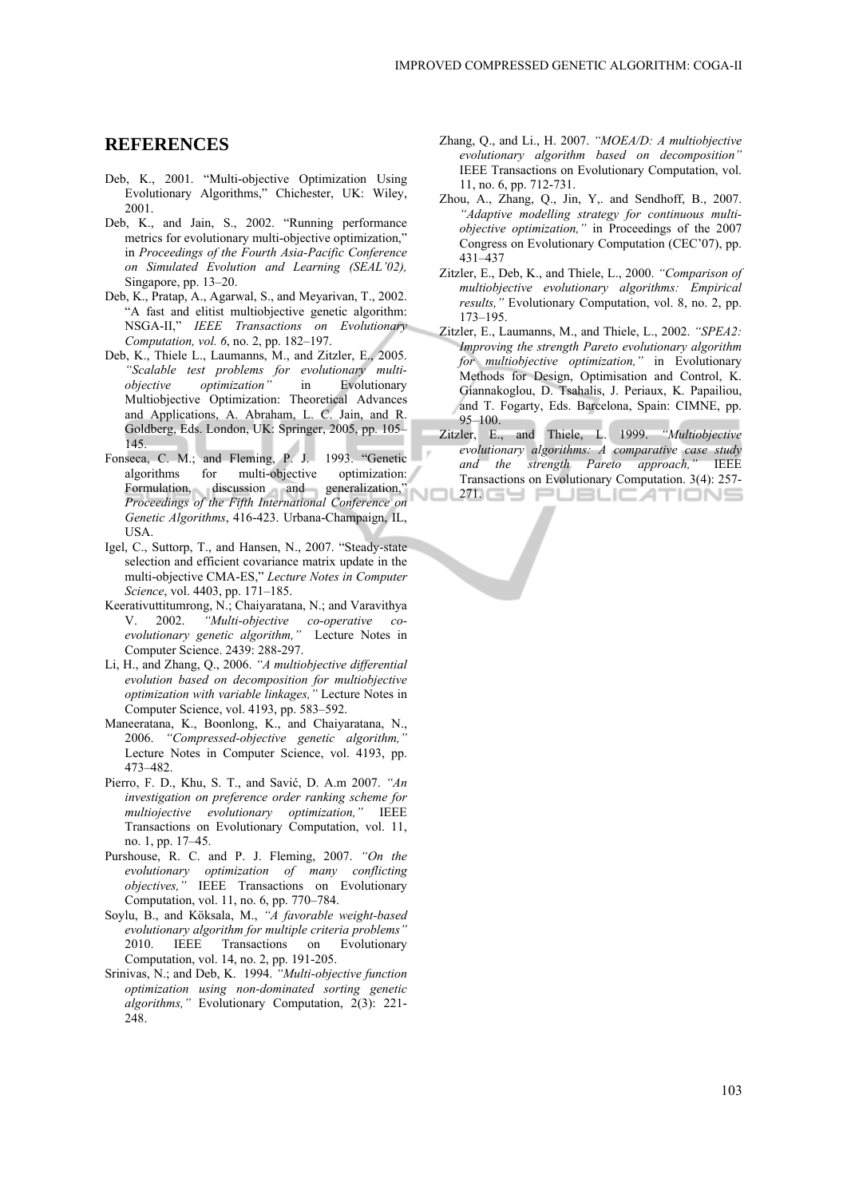## REFERENCES

Deb, K., 2001. "Multi-objective Optimization Using Evolutionary Algorithms," Chichester, UK: Wiley, 2001.

Deb, K., and Jain, S., 2002. "Running performance metrics for evolutionary multi-objective optimization," in *Proceedings of the Fourth Asia-Pacific Conference on Simulated Evolution and Learning (SEAL'02),* Singapore, pp. 13–20.

Deb, K., Pratap, A., Agarwal, S., and Meyarivan, T., 2002. "A fast and elitist multiobjective genetic algorithm: NSGA-II," *IEEE Transactions on Evolutionary Computation, vol. 6*, no. 2, pp. 182–197.

Deb, K., Thiele L., Laumanns, M., and Zitzler, E., 2005. *"Scalable test problems for evolutionary multi-objective optimization"* in Evolutionary Multiobjective Optimization: Theoretical Advances and Applications, A. Abraham, L. C. Jain, and R. Goldberg, Eds. London, UK: Springer, 2005, pp. 105–145.

Fonseca, C. M.; and Fleming, P. J. 1993. "Genetic algorithms for multi-objective optimization: Formulation, discussion and generalization," *Proceedings of the Fifth International Conference on Genetic Algorithms*, 416-423. Urbana-Champaign, IL, USA.

Igel, C., Suttorp, T., and Hansen, N., 2007. "Steady-state selection and efficient covariance matrix update in the multi-objective CMA-ES," *Lecture Notes in Computer Science*, vol. 4403, pp. 171–185.

Keerativuttitumrong, N.; Chaiyaratana, N.; and Varavithya V. 2002. *"Multi-objective co-operative co-evolutionary genetic algorithm,"* Lecture Notes in Computer Science. 2439: 288-297.

Li, H., and Zhang, Q., 2006. *"A multiobjective differential evolution based on decomposition for multiobjective optimization with variable linkages,"* Lecture Notes in Computer Science, vol. 4193, pp. 583–592.

Maneeratana, K., Boonlong, K., and Chaiyaratana, N., 2006. *"Compressed-objective genetic algorithm,"* Lecture Notes in Computer Science, vol. 4193, pp. 473–482.

Pierro, F. D., Khu, S. T., and Savić, D. A.m 2007. *"An investigation on preference order ranking scheme for multiojective evolutionary optimization,"* IEEE Transactions on Evolutionary Computation, vol. 11, no. 1, pp. 17–45.

Purshouse, R. C. and P. J. Fleming, 2007. *"On the evolutionary optimization of many conflicting objectives,"* IEEE Transactions on Evolutionary Computation, vol. 11, no. 6, pp. 770–784.

Soylu, B., and Köksala, M., *"A favorable weight-based evolutionary algorithm for multiple criteria problems"* 2010. IEEE Transactions on Evolutionary Computation, vol. 14, no. 2, pp. 191-205.

Srinivas, N.; and Deb, K. 1994. *"Multi-objective function optimization using non-dominated sorting genetic algorithms,"* Evolutionary Computation, 2(3): 221-248.

Zhang, Q., and Li., H. 2007. *"MOEA/D: A multiobjective evolutionary algorithm based on decomposition"* IEEE Transactions on Evolutionary Computation, vol. 11, no. 6, pp. 712-731.

Zhou, A., Zhang, Q., Jin, Y,. and Sendhoff, B., 2007. *"Adaptive modelling strategy for continuous multi-objective optimization,"* in Proceedings of the 2007 Congress on Evolutionary Computation (CEC'07), pp. 431–437

Zitzler, E., Deb, K., and Thiele, L., 2000. *"Comparison of multiobjective evolutionary algorithms: Empirical results,"* Evolutionary Computation, vol. 8, no. 2, pp. 173–195.

Zitzler, E., Laumanns, M., and Thiele, L., 2002. *"SPEA2: Improving the strength Pareto evolutionary algorithm for multiobjective optimization,"* in Evolutionary Methods for Design, Optimisation and Control, K. Giannakoglou, D. Tsahalis, J. Periaux, K. Papailiou, and T. Fogarty, Eds. Barcelona, Spain: CIMNE, pp. 95–100.

Zitzler, E., and Thiele, L. 1999. *"Multiobjective evolutionary algorithms: A comparative case study and the strength Pareto approach,"* IEEE Transactions on Evolutionary Computation. 3(4): 257-271.